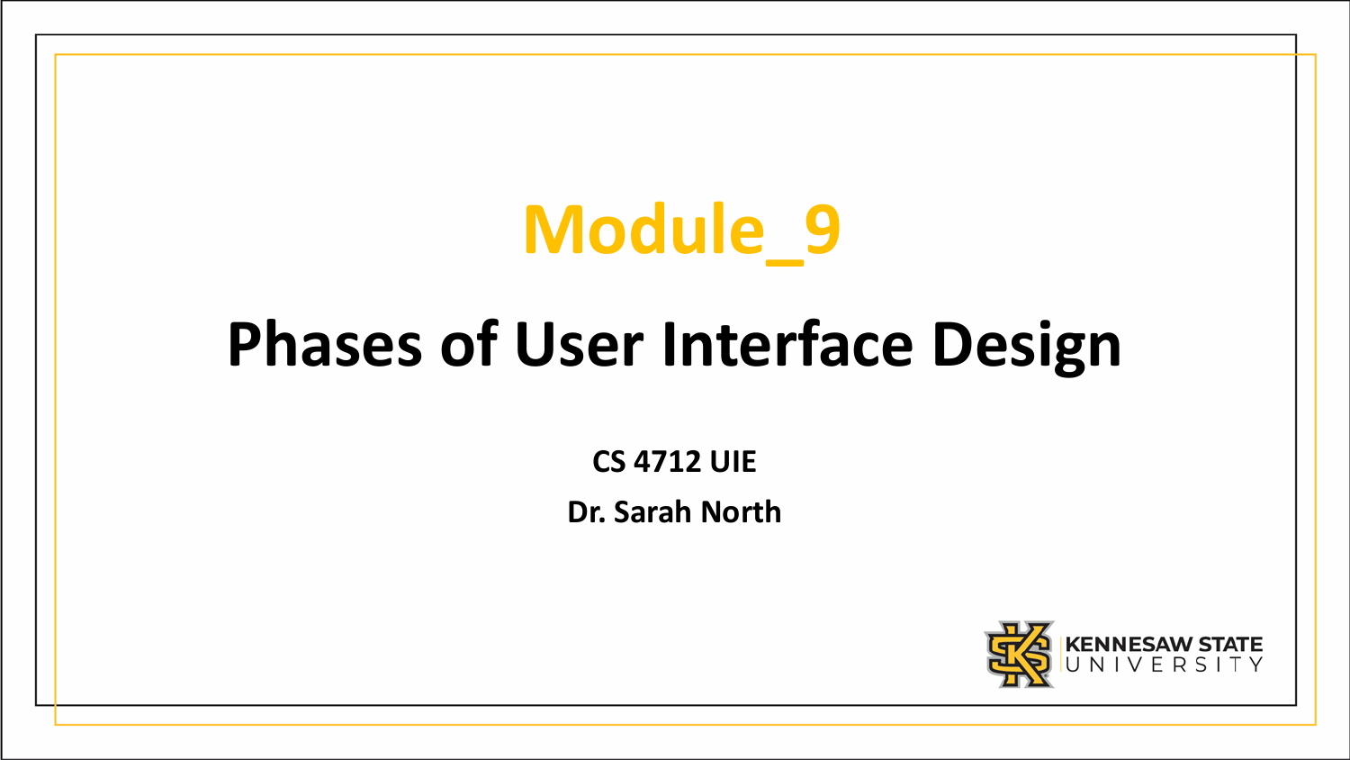# Module_9

## Phases of User Interface Design

**CS 4712 UIE**

**Dr. Sarah North**

KENNESAW STATE UNIVERSITY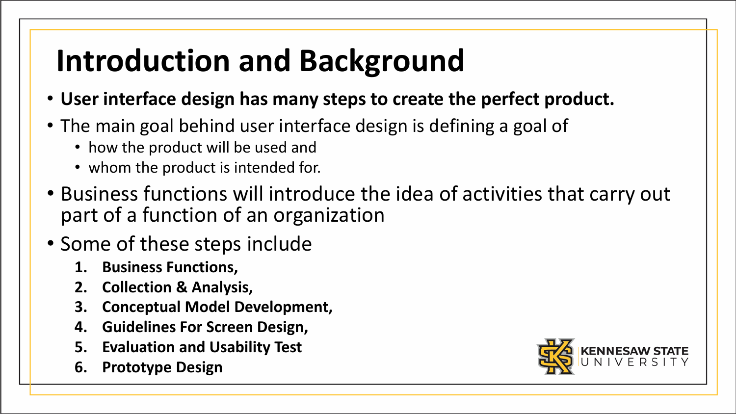# Introduction and Background

- **User interface design has many steps to create the perfect product.**
- The main goal behind user interface design is defining a goal of
  - how the product will be used and
  - whom the product is intended for.
- Business functions will introduce the idea of activities that carry out part of a function of an organization
- Some of these steps include
  1. **Business Functions,**
  2. **Collection & Analysis,**
  3. **Conceptual Model Development,**
  4. **Guidelines For Screen Design,**
  5. **Evaluation and Usability Test**
  6. **Prototype Design**

KENNESAW STATE UNIVERSITY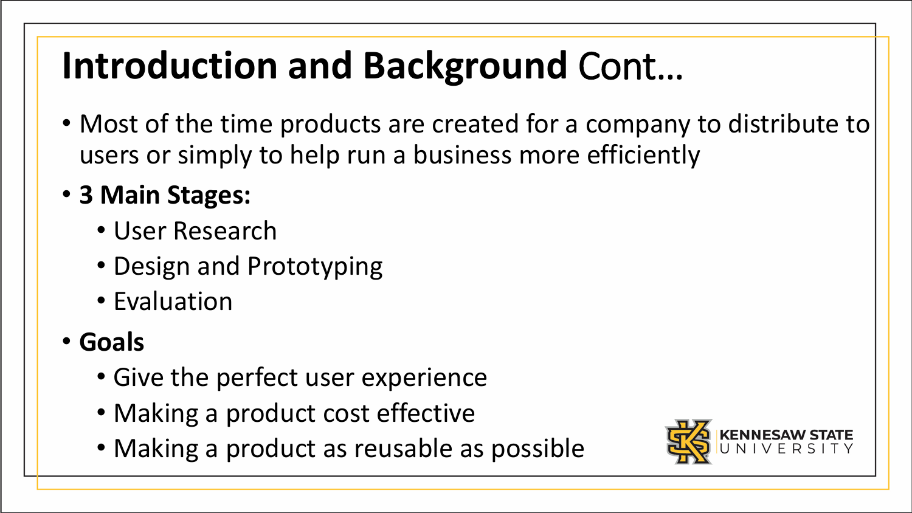# **Introduction and Background** Cont…

- Most of the time products are created for a company to distribute to users or simply to help run a business more efficiently
- **3 Main Stages:**
  - User Research
  - Design and Prototyping
  - Evaluation
- **Goals**
  - Give the perfect user experience
  - Making a product cost effective
  - Making a product as reusable as possible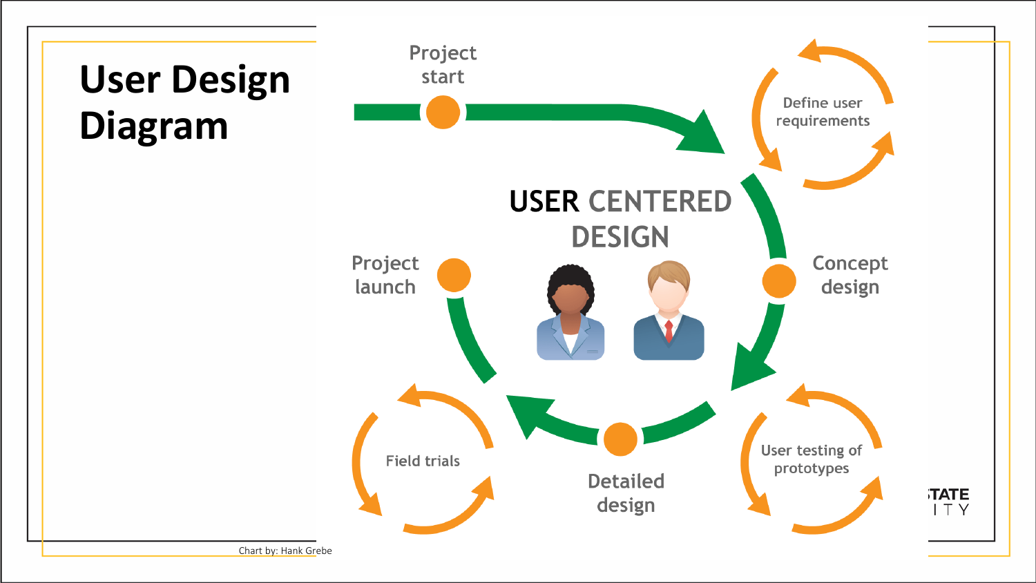# User Design Diagram

Project start

Define user requirements

USER CENTERED DESIGN

Concept design

User testing of prototypes

Detailed design

Field trials

Project launch

Chart by: Hank Grebe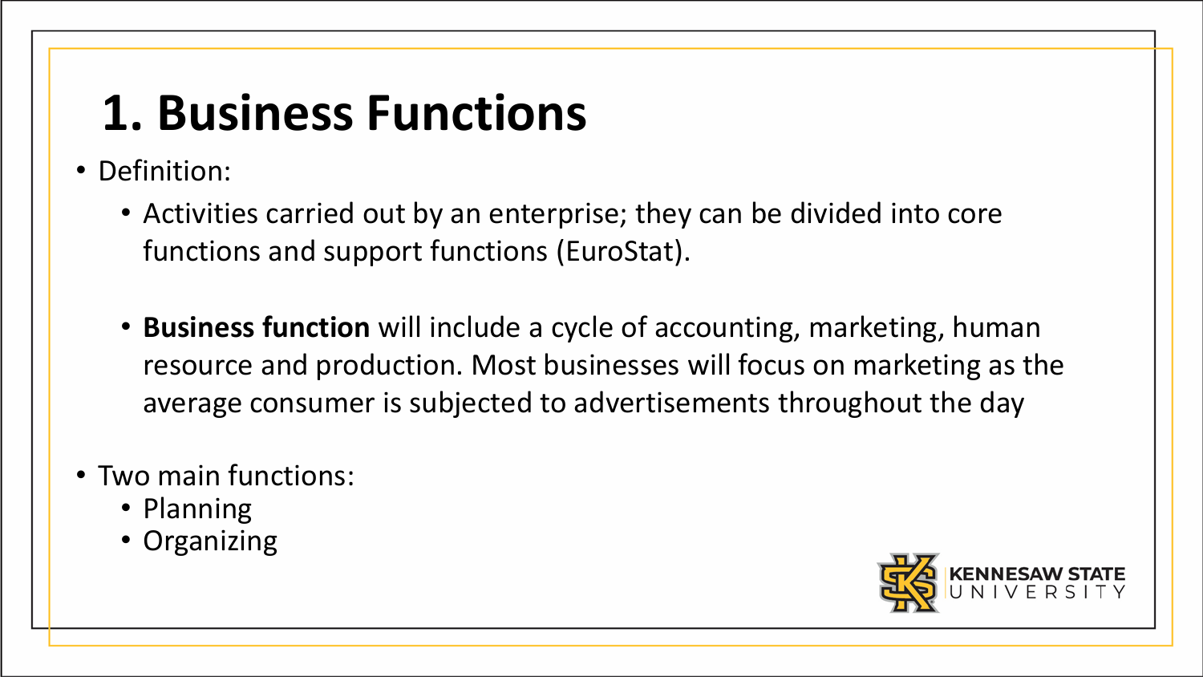# 1. Business Functions

- Definition:
  - Activities carried out by an enterprise; they can be divided into core functions and support functions (EuroStat).
  - **Business function** will include a cycle of accounting, marketing, human resource and production. Most businesses will focus on marketing as the average consumer is subjected to advertisements throughout the day
- Two main functions:
  - Planning
  - Organizing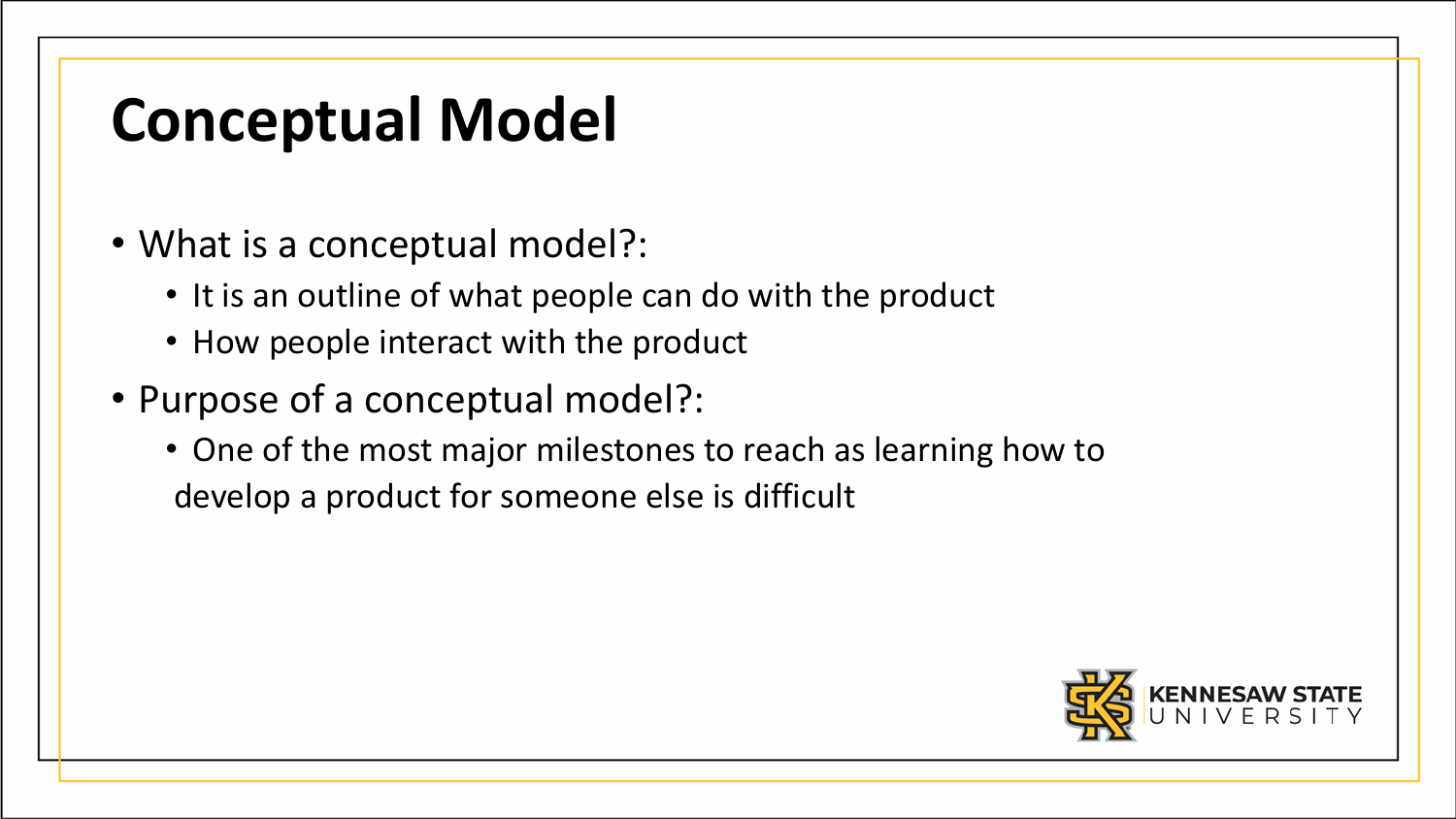# Conceptual Model

- What is a conceptual model?:
  - It is an outline of what people can do with the product
  - How people interact with the product
- Purpose of a conceptual model?:
  - One of the most major milestones to reach as learning how to develop a product for someone else is difficult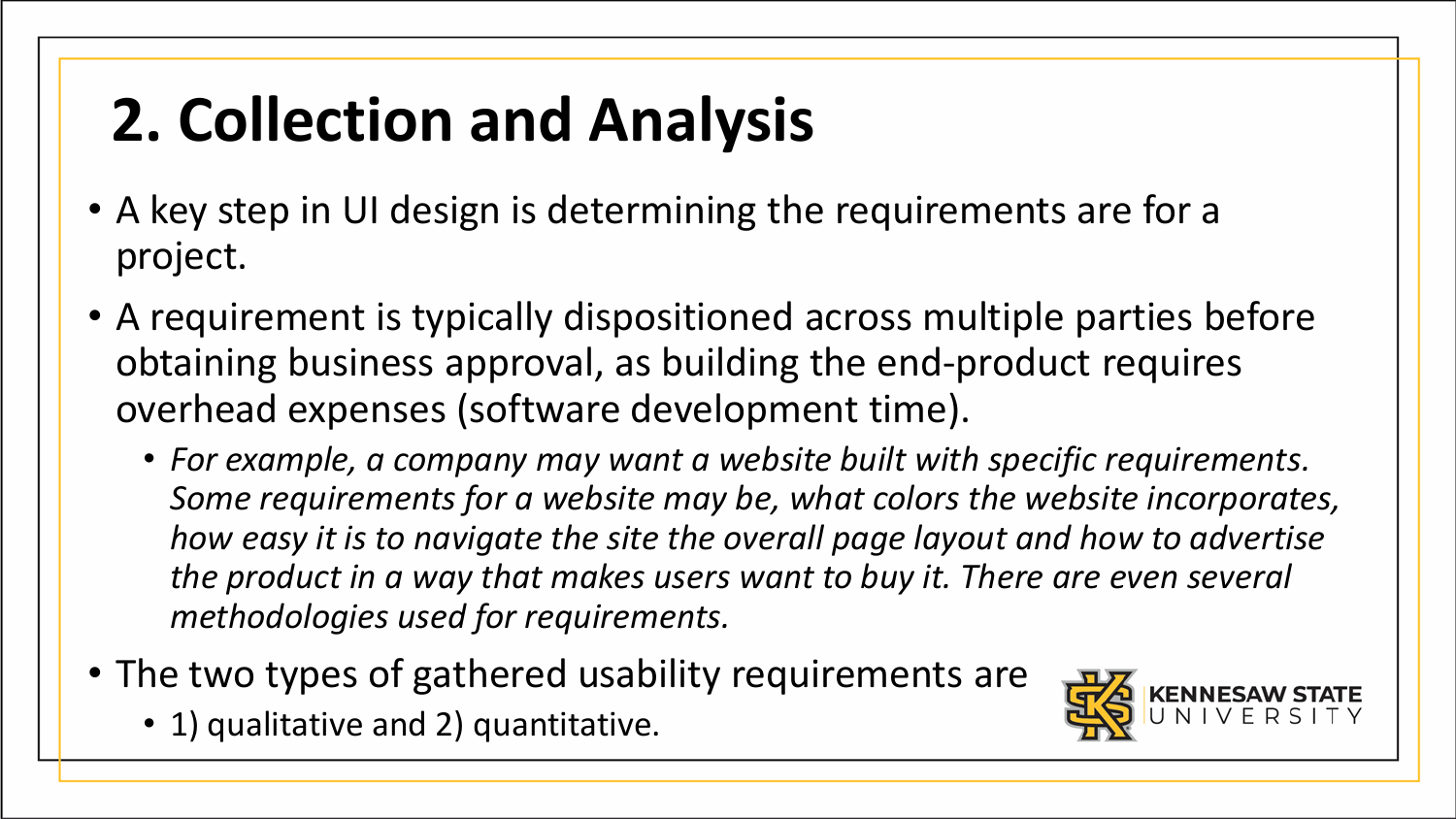# 2. Collection and Analysis

- A key step in UI design is determining the requirements are for a project.
- A requirement is typically dispositioned across multiple parties before obtaining business approval, as building the end-product requires overhead expenses (software development time).
  - *For example, a company may want a website built with specific requirements. Some requirements for a website may be, what colors the website incorporates, how easy it is to navigate the site the overall page layout and how to advertise the product in a way that makes users want to buy it. There are even several methodologies used for requirements.*
- The two types of gathered usability requirements are
  - 1) qualitative and 2) quantitative.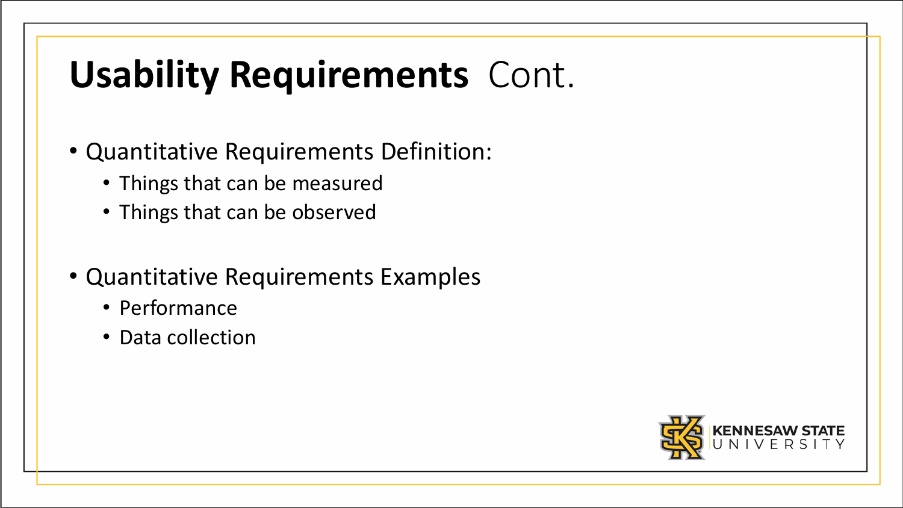# **Usability Requirements** Cont.

- Quantitative Requirements Definition:
  - Things that can be measured
  - Things that can be observed

- Quantitative Requirements Examples
  - Performance
  - Data collection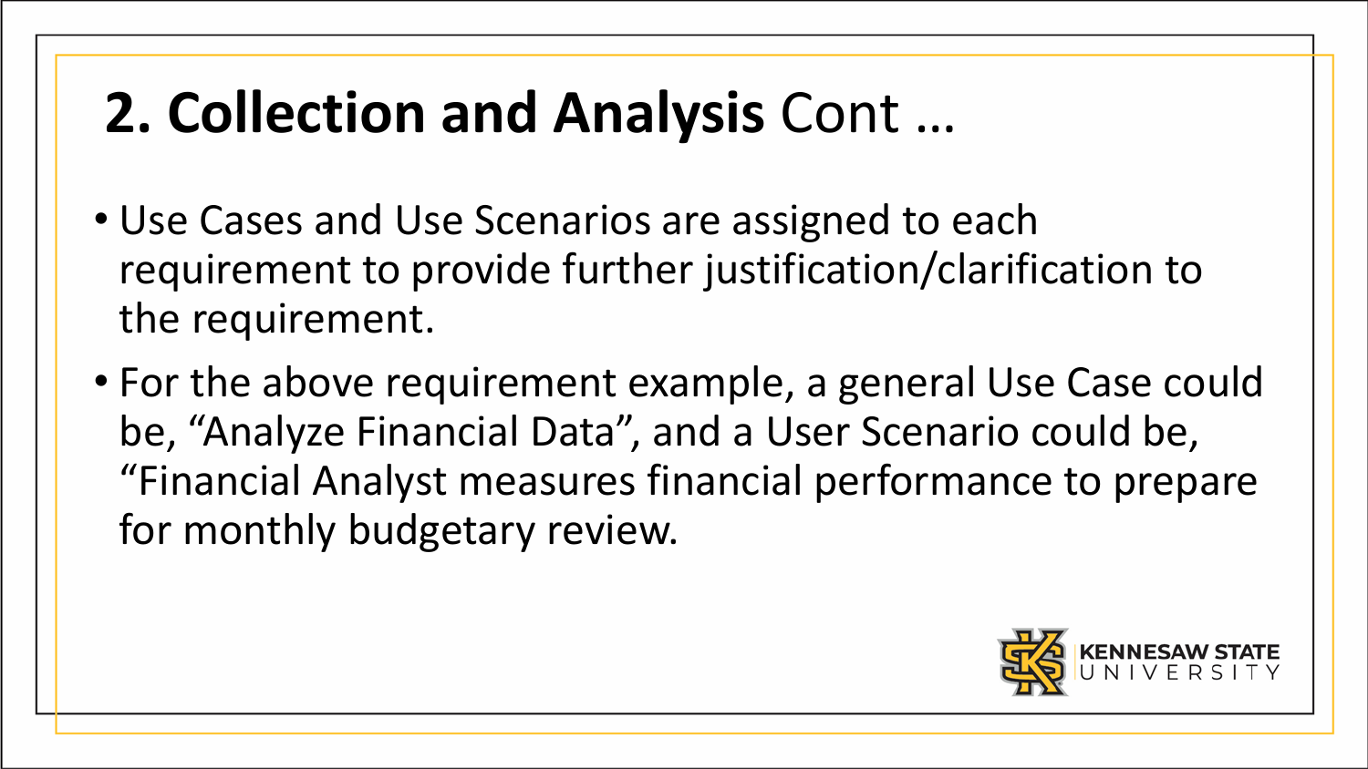# **2. Collection and Analysis** Cont …

- Use Cases and Use Scenarios are assigned to each requirement to provide further justification/clarification to the requirement.
- For the above requirement example, a general Use Case could be, "Analyze Financial Data", and a User Scenario could be, "Financial Analyst measures financial performance to prepare for monthly budgetary review.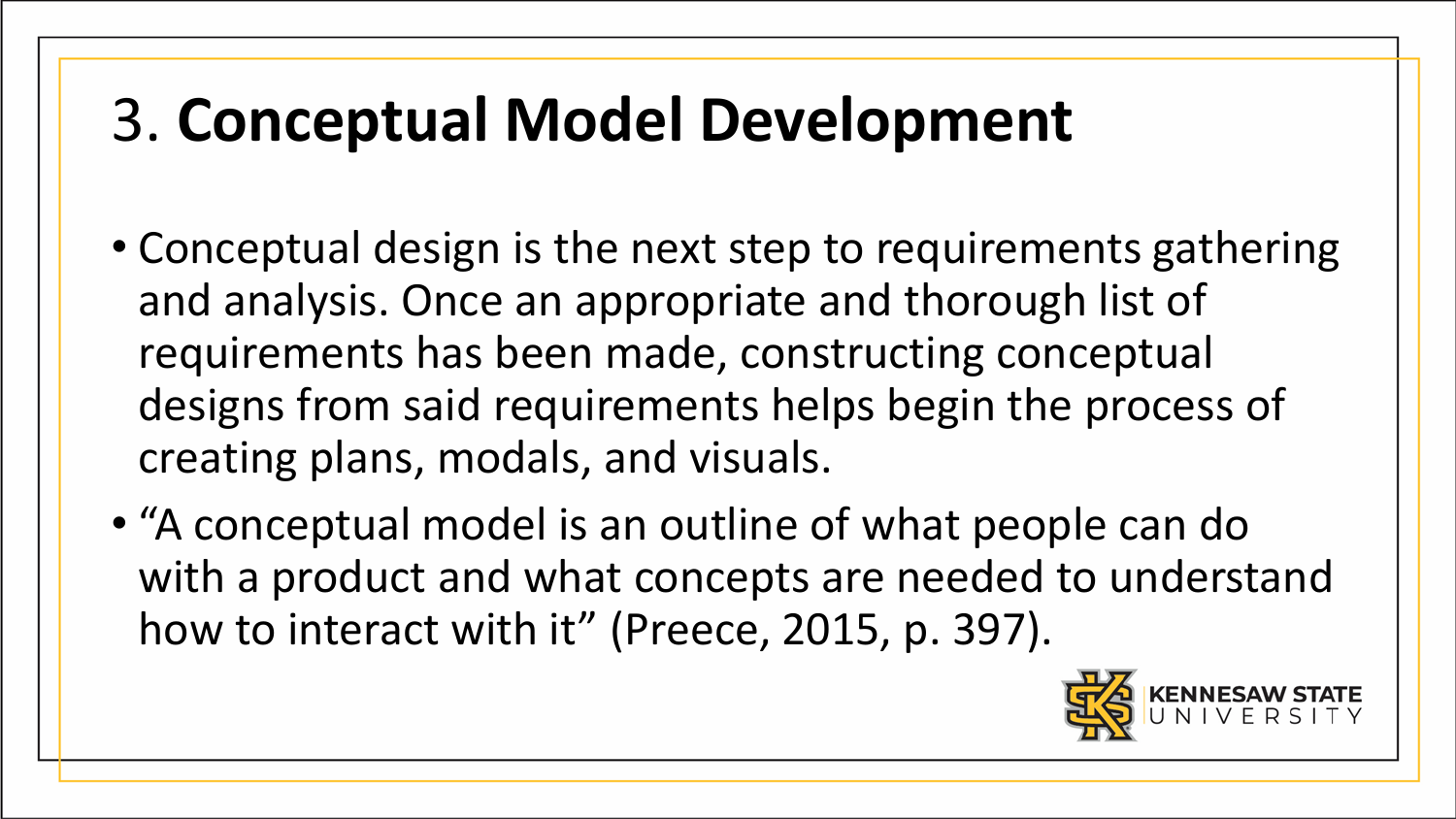# 3. **Conceptual Model Development**

- Conceptual design is the next step to requirements gathering and analysis. Once an appropriate and thorough list of requirements has been made, constructing conceptual designs from said requirements helps begin the process of creating plans, modals, and visuals.
- "A conceptual model is an outline of what people can do with a product and what concepts are needed to understand how to interact with it" (Preece, 2015, p. 397).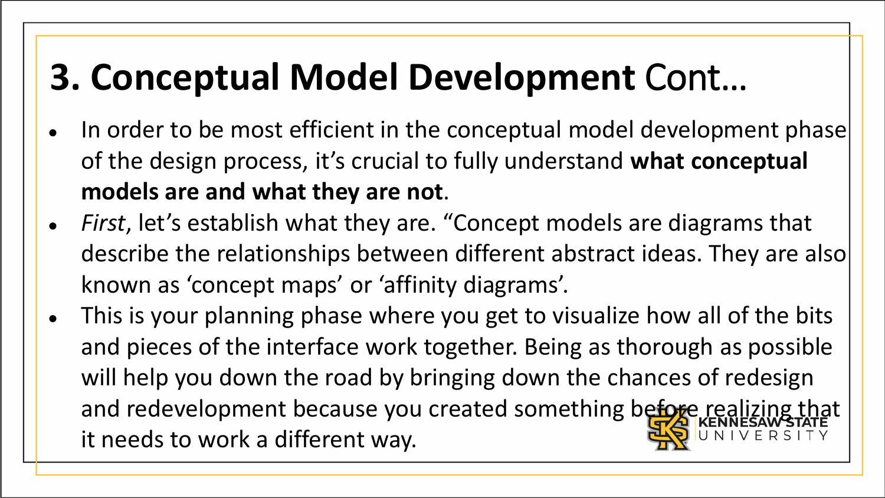# 3. Conceptual Model Development Cont…

- In order to be most efficient in the conceptual model development phase of the design process, it's crucial to fully understand **what conceptual models are and what they are not**.
- *First*, let's establish what they are. "Concept models are diagrams that describe the relationships between different abstract ideas. They are also known as 'concept maps' or 'affinity diagrams'.
- This is your planning phase where you get to visualize how all of the bits and pieces of the interface work together. Being as thorough as possible will help you down the road by bringing down the chances of redesign and redevelopment because you created something before realizing that it needs to work a different way.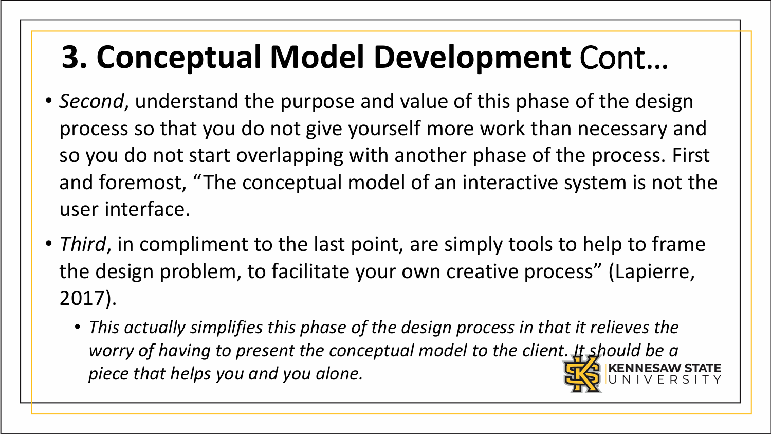# 3. Conceptual Model Development Cont…

- *Second*, understand the purpose and value of this phase of the design process so that you do not give yourself more work than necessary and so you do not start overlapping with another phase of the process. First and foremost, "The conceptual model of an interactive system is not the user interface.
- *Third*, in compliment to the last point, are simply tools to help to frame the design problem, to facilitate your own creative process" (Lapierre, 2017).
  - *This actually simplifies this phase of the design process in that it relieves the worry of having to present the conceptual model to the client. It should be a piece that helps you and you alone.*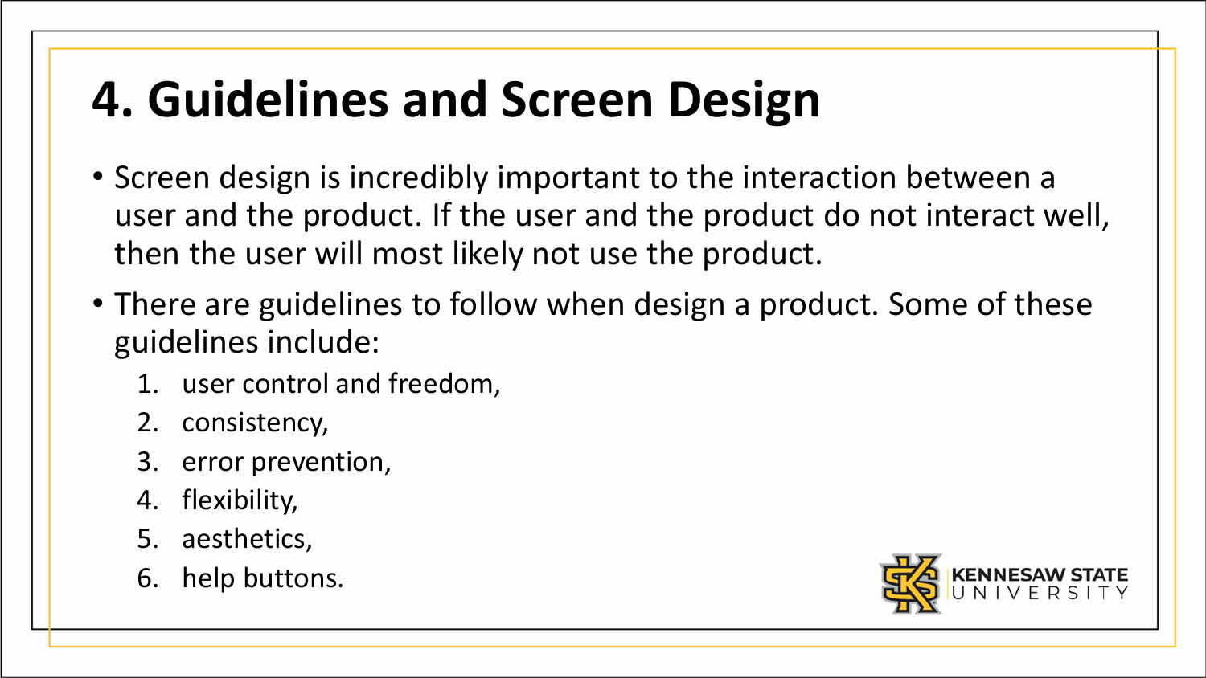# 4. Guidelines and Screen Design

- Screen design is incredibly important to the interaction between a user and the product. If the user and the product do not interact well, then the user will most likely not use the product.
- There are guidelines to follow when design a product. Some of these guidelines include:
  1. user control and freedom,
  2. consistency,
  3. error prevention,
  4. flexibility,
  5. aesthetics,
  6. help buttons.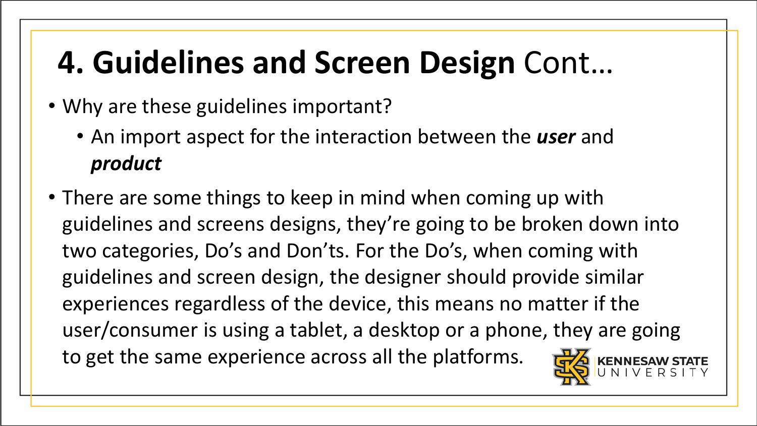# 4. Guidelines and Screen Design Cont…

- Why are these guidelines important?
  - An import aspect for the interaction between the ***user*** and ***product***
- There are some things to keep in mind when coming up with guidelines and screens designs, they're going to be broken down into two categories, Do's and Don'ts. For the Do's, when coming with guidelines and screen design, the designer should provide similar experiences regardless of the device, this means no matter if the user/consumer is using a tablet, a desktop or a phone, they are going to get the same experience across all the platforms.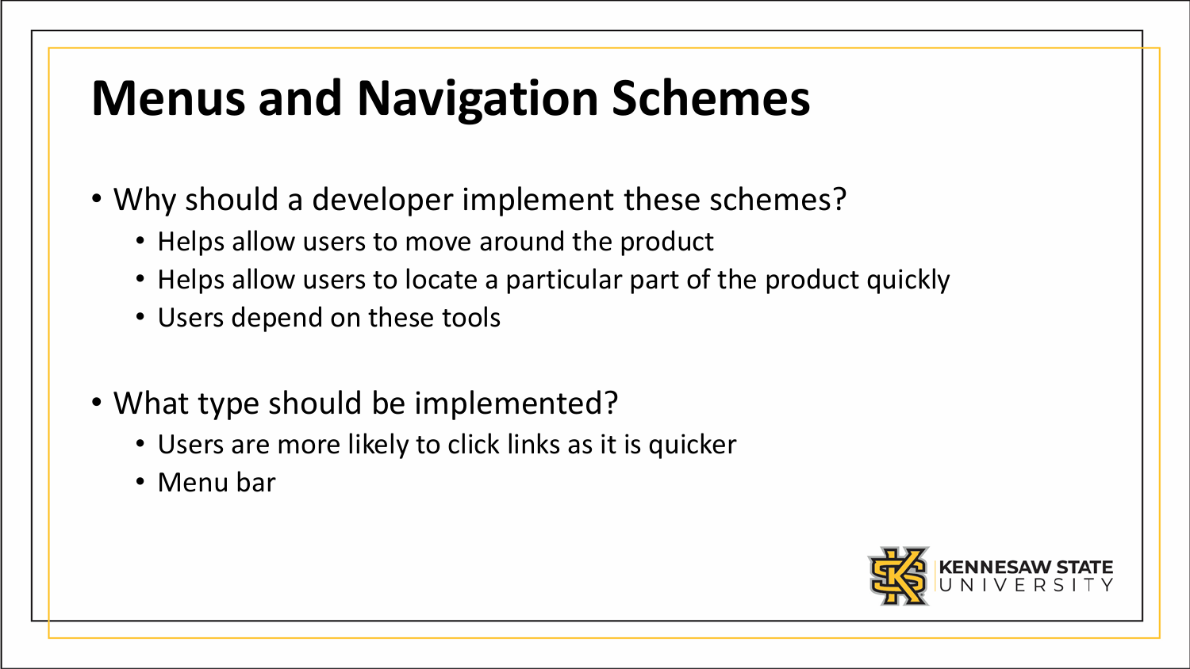# Menus and Navigation Schemes

- Why should a developer implement these schemes?
  - Helps allow users to move around the product
  - Helps allow users to locate a particular part of the product quickly
  - Users depend on these tools
- What type should be implemented?
  - Users are more likely to click links as it is quicker
  - Menu bar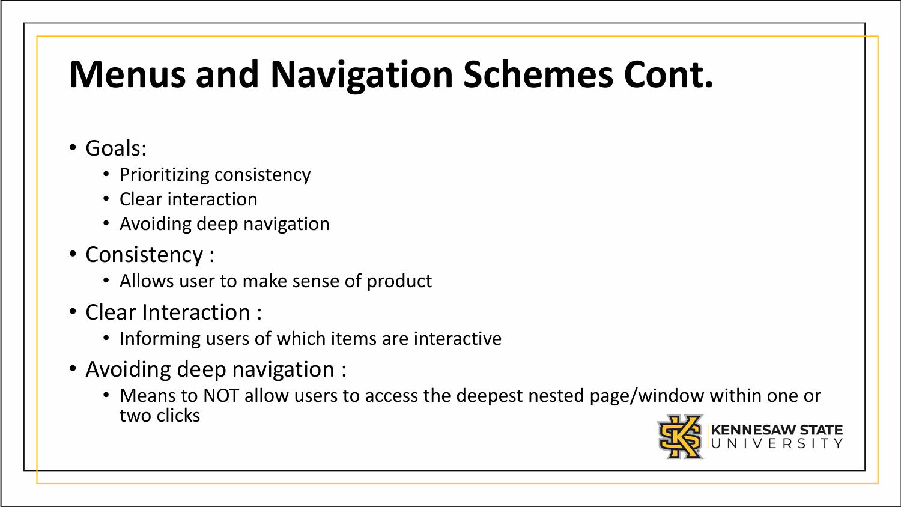# Menus and Navigation Schemes Cont.

- Goals:
  - Prioritizing consistency
  - Clear interaction
  - Avoiding deep navigation
- Consistency :
  - Allows user to make sense of product
- Clear Interaction :
  - Informing users of which items are interactive
- Avoiding deep navigation :
  - Means to NOT allow users to access the deepest nested page/window within one or two clicks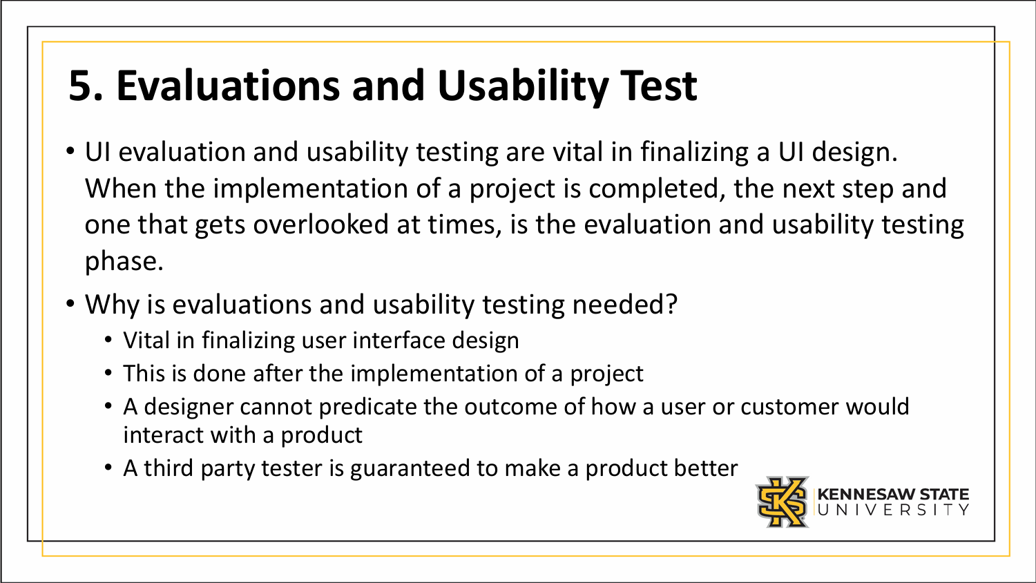# 5. Evaluations and Usability Test

- UI evaluation and usability testing are vital in finalizing a UI design. When the implementation of a project is completed, the next step and one that gets overlooked at times, is the evaluation and usability testing phase.
- Why is evaluations and usability testing needed?
  - Vital in finalizing user interface design
  - This is done after the implementation of a project
  - A designer cannot predicate the outcome of how a user or customer would interact with a product
  - A third party tester is guaranteed to make a product better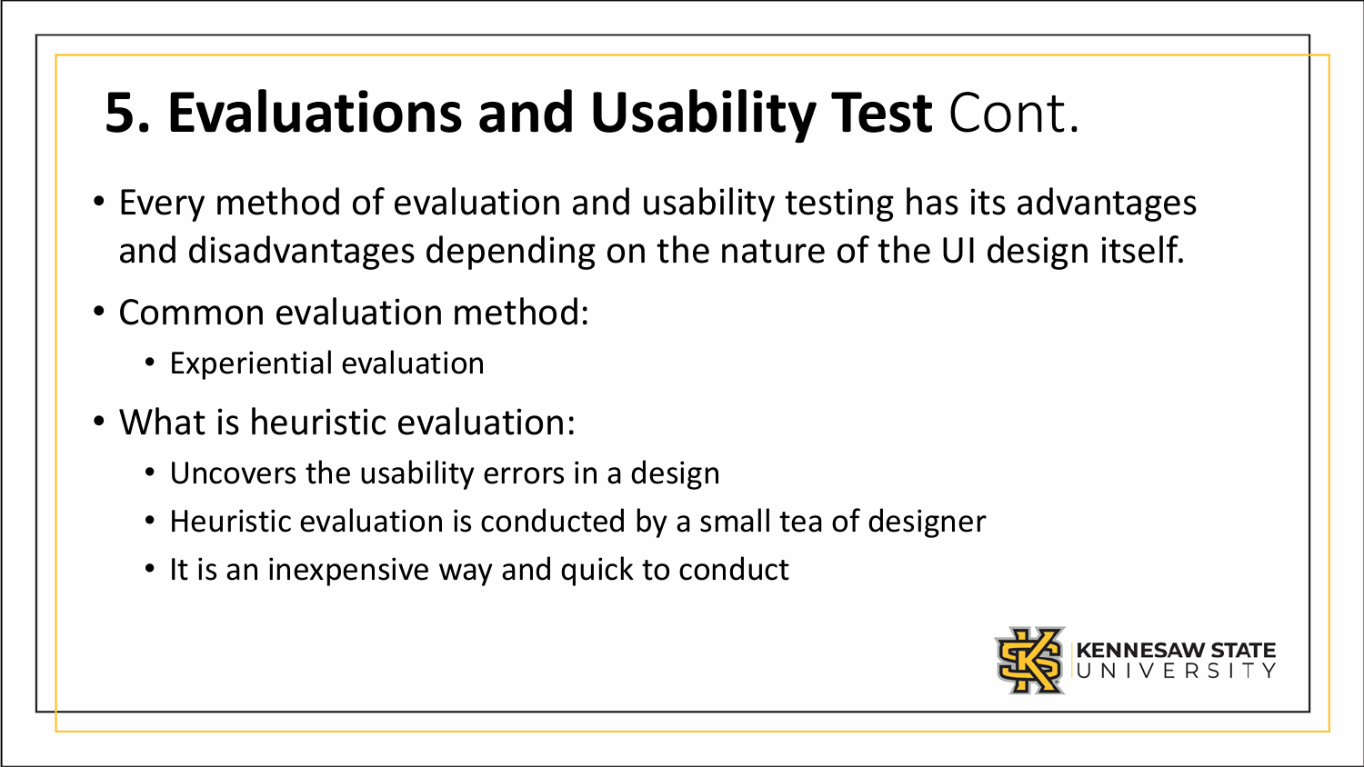# 5. Evaluations and Usability Test Cont.

- Every method of evaluation and usability testing has its advantages and disadvantages depending on the nature of the UI design itself.
- Common evaluation method:
  - Experiential evaluation
- What is heuristic evaluation:
  - Uncovers the usability errors in a design
  - Heuristic evaluation is conducted by a small tea of designer
  - It is an inexpensive way and quick to conduct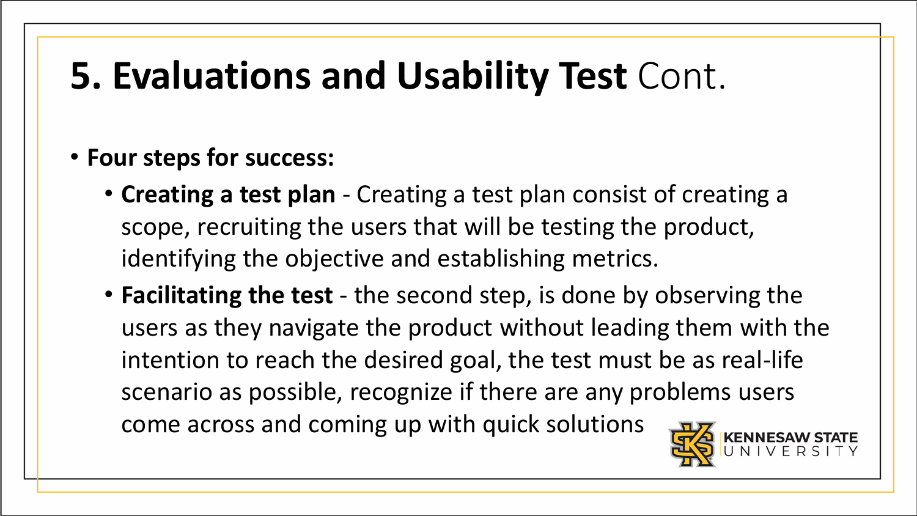# 5. Evaluations and Usability Test Cont.

- **Four steps for success:**
  - **Creating a test plan** - Creating a test plan consist of creating a scope, recruiting the users that will be testing the product, identifying the objective and establishing metrics.
  - **Facilitating the test** - the second step, is done by observing the users as they navigate the product without leading them with the intention to reach the desired goal, the test must be as real-life scenario as possible, recognize if there are any problems users come across and coming up with quick solutions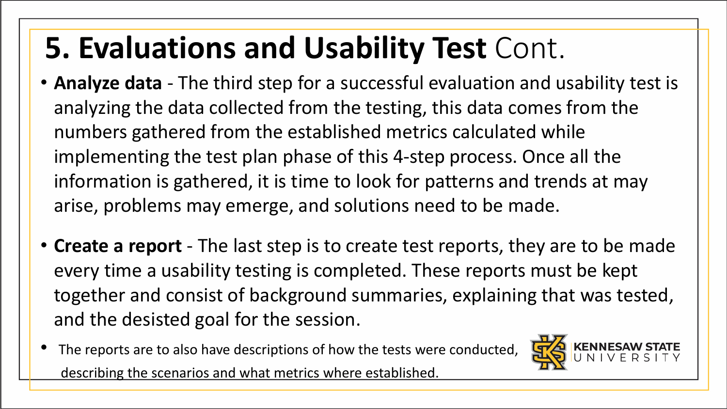# **5. Evaluations and Usability Test** Cont.

- **Analyze data** - The third step for a successful evaluation and usability test is analyzing the data collected from the testing, this data comes from the numbers gathered from the established metrics calculated while implementing the test plan phase of this 4-step process. Once all the information is gathered, it is time to look for patterns and trends at may arise, problems may emerge, and solutions need to be made.

- **Create a report** - The last step is to create test reports, they are to be made every time a usability testing is completed. These reports must be kept together and consist of background summaries, explaining that was tested, and the desisted goal for the session.

- The reports are to also have descriptions of how the tests were conducted, describing the scenarios and what metrics where established.

KENNESAW STATE UNIVERSITY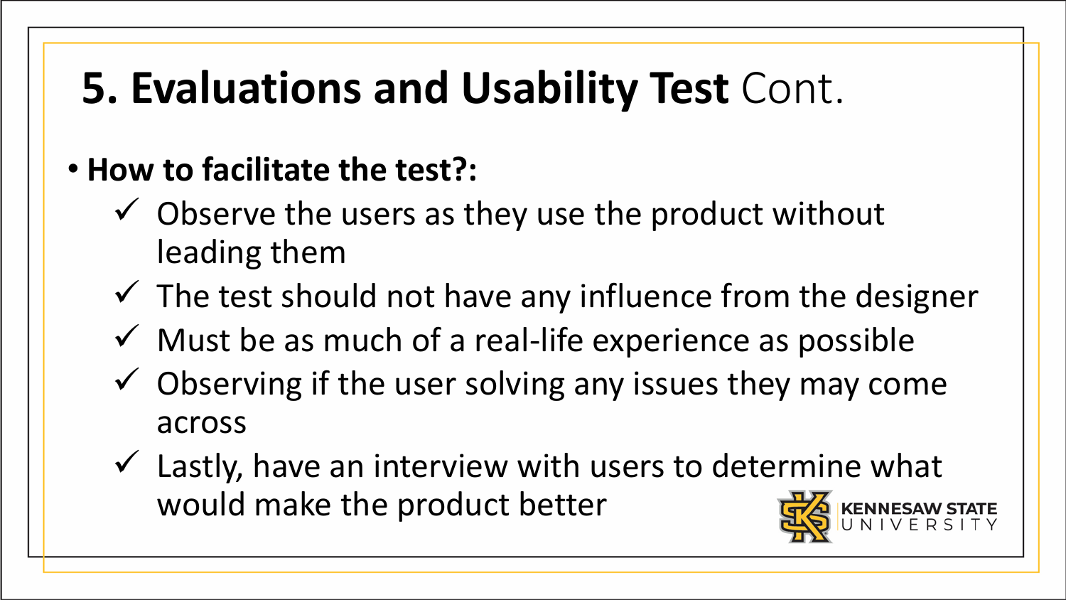# 5. Evaluations and Usability Test Cont.

- **How to facilitate the test?:**
  - ✓ Observe the users as they use the product without leading them
  - ✓ The test should not have any influence from the designer
  - ✓ Must be as much of a real-life experience as possible
  - ✓ Observing if the user solving any issues they may come across
  - ✓ Lastly, have an interview with users to determine what would make the product better

KENNESAW STATE UNIVERSITY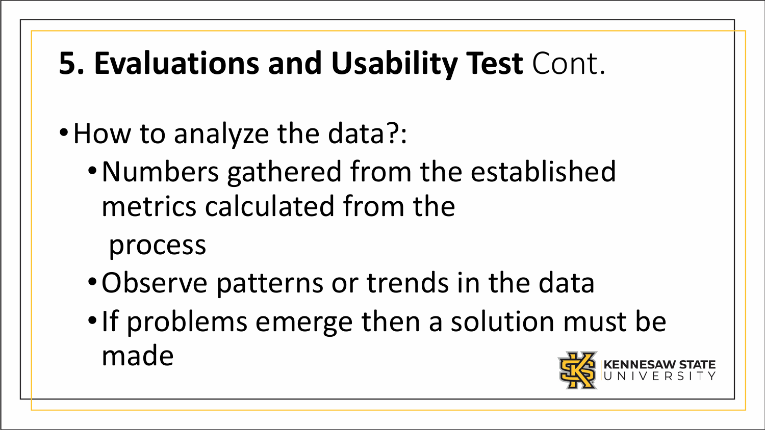# **5. Evaluations and Usability Test** Cont.

- How to analyze the data?:
  - Numbers gathered from the established metrics calculated from the process
  - Observe patterns or trends in the data
  - If problems emerge then a solution must be made

KENNESAW STATE UNIVERSITY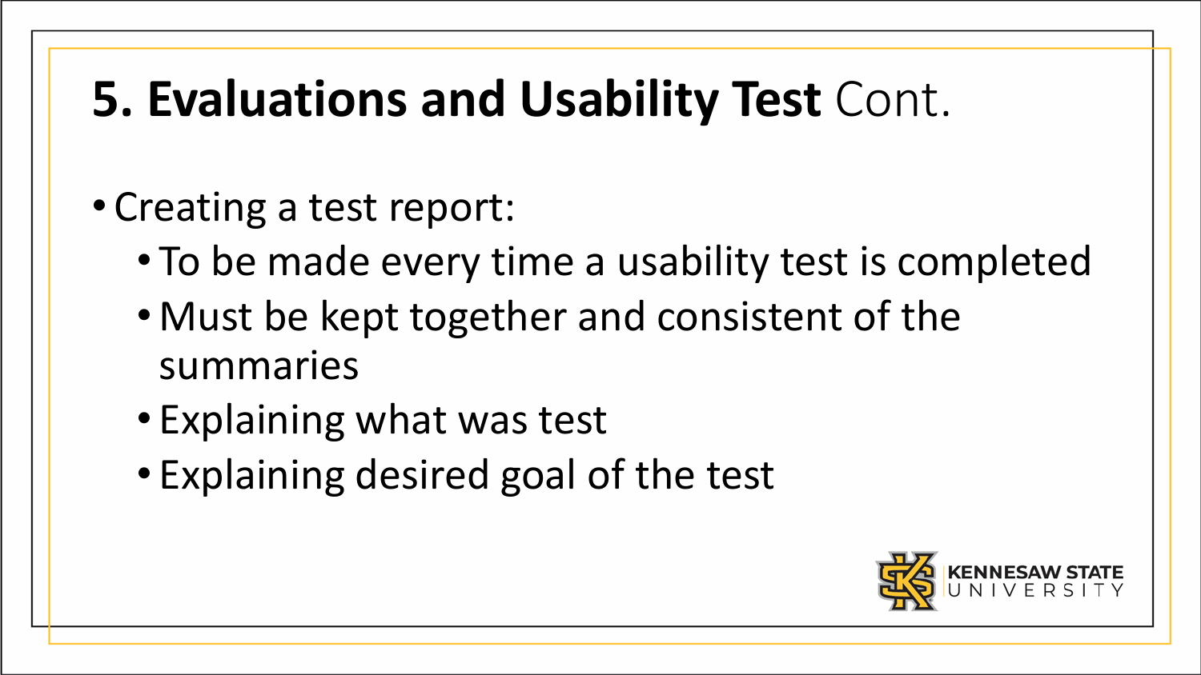# **5. Evaluations and Usability Test** Cont.

- Creating a test report:
  - To be made every time a usability test is completed
  - Must be kept together and consistent of the summaries
  - Explaining what was test
  - Explaining desired goal of the test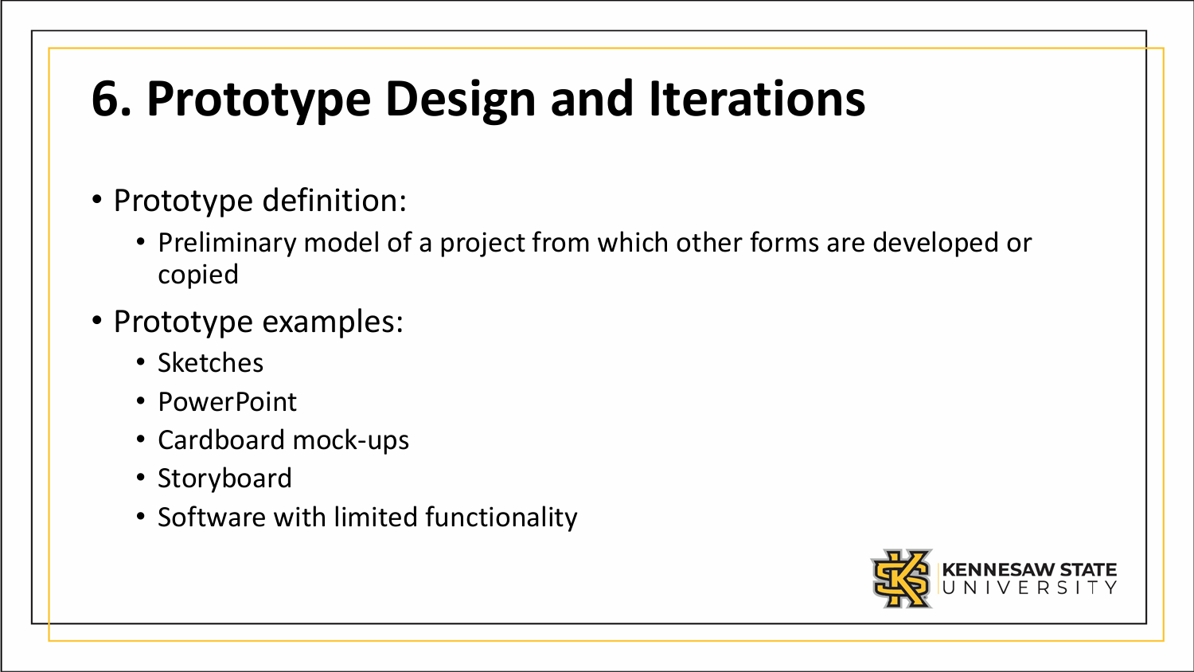# 6. Prototype Design and Iterations

- Prototype definition:
  - Preliminary model of a project from which other forms are developed or copied
- Prototype examples:
  - Sketches
  - PowerPoint
  - Cardboard mock-ups
  - Storyboard
  - Software with limited functionality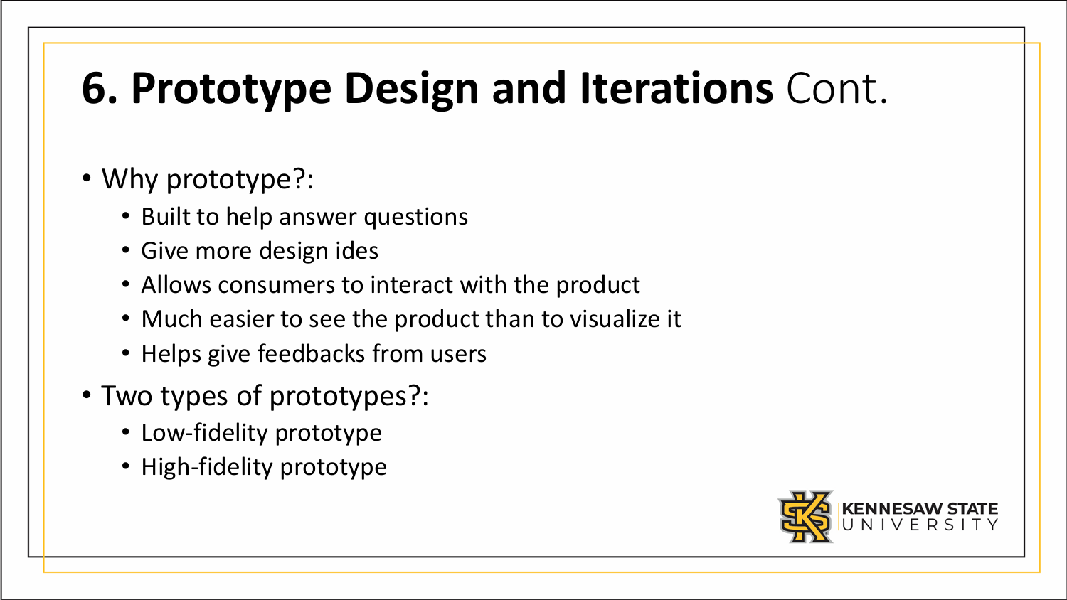# **6. Prototype Design and Iterations** Cont.

- Why prototype?:
  - Built to help answer questions
  - Give more design ides
  - Allows consumers to interact with the product
  - Much easier to see the product than to visualize it
  - Helps give feedbacks from users
- Two types of prototypes?:
  - Low-fidelity prototype
  - High-fidelity prototype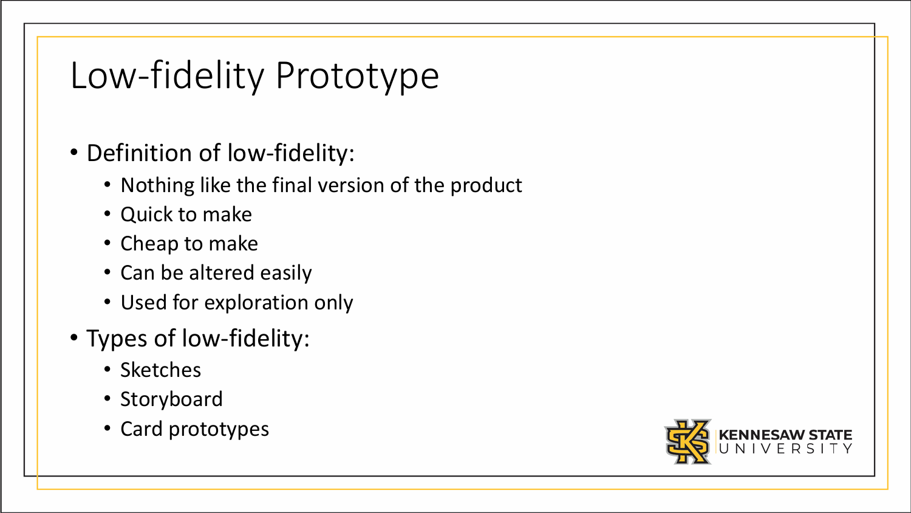# Low-fidelity Prototype

- Definition of low-fidelity:
  - Nothing like the final version of the product
  - Quick to make
  - Cheap to make
  - Can be altered easily
  - Used for exploration only
- Types of low-fidelity:
  - Sketches
  - Storyboard
  - Card prototypes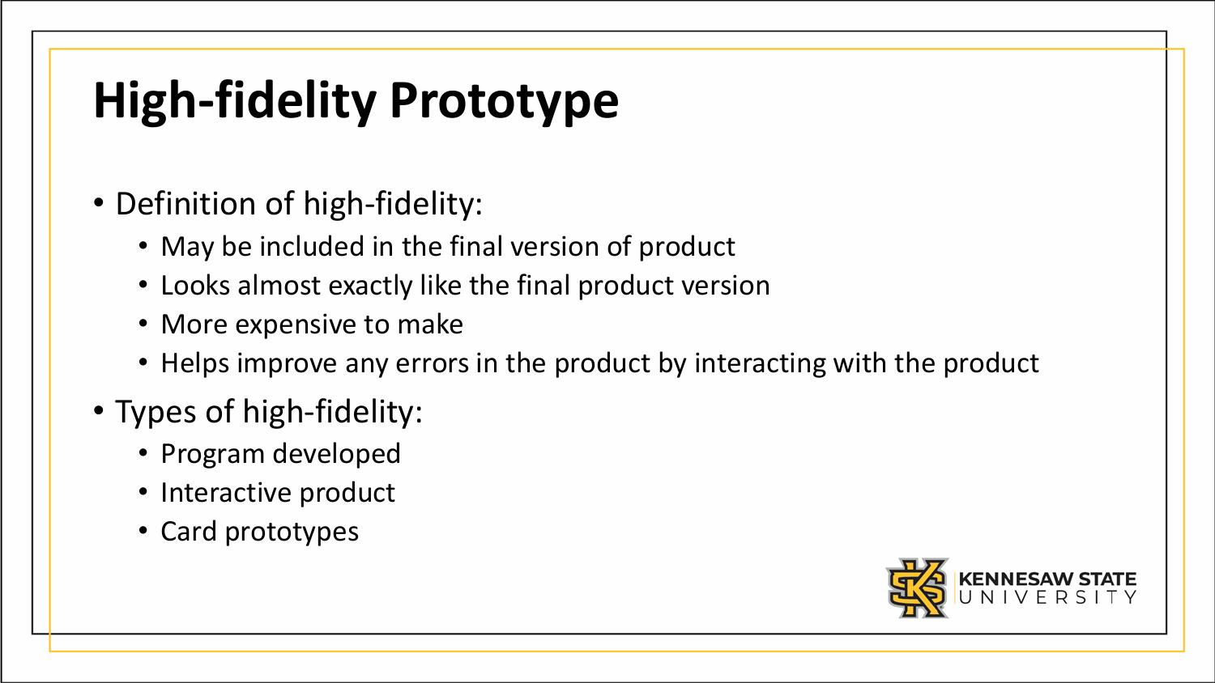# High-fidelity Prototype

- Definition of high-fidelity:
  - May be included in the final version of product
  - Looks almost exactly like the final product version
  - More expensive to make
  - Helps improve any errors in the product by interacting with the product
- Types of high-fidelity:
  - Program developed
  - Interactive product
  - Card prototypes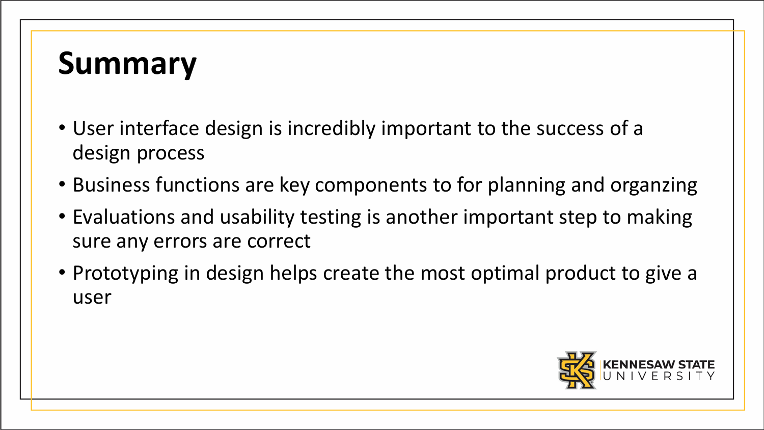# Summary

- User interface design is incredibly important to the success of a design process
- Business functions are key components to for planning and organzing
- Evaluations and usability testing is another important step to making sure any errors are correct
- Prototyping in design helps create the most optimal product to give a user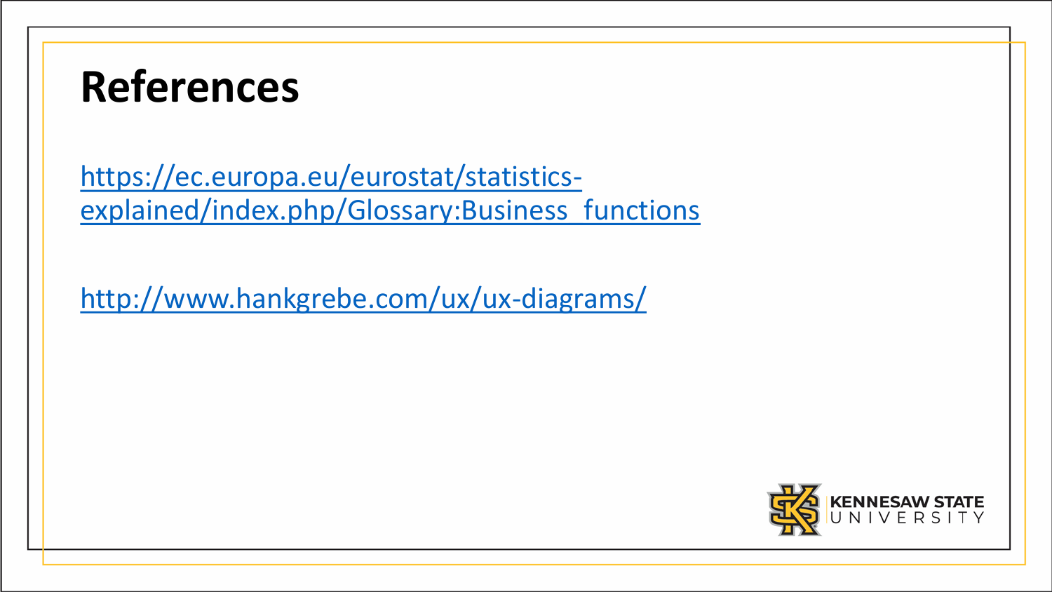# References

https://ec.europa.eu/eurostat/statistics-explained/index.php/Glossary:Business_functions

http://www.hankgrebe.com/ux/ux-diagrams/